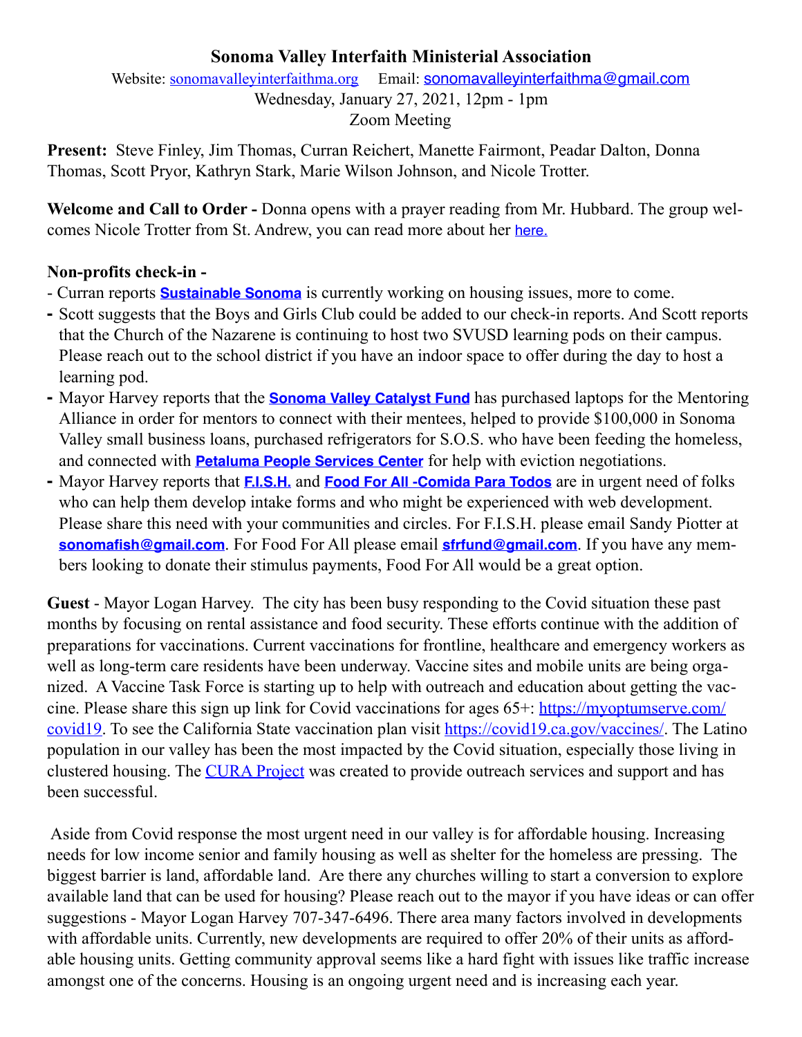# Sonoma Valley Interfaith Ministerial Association

Website: sonomavalleyinterfaithma.org Email: sonomavalleyinterfaithma@gmail.com

Wednesday, January 27, 2021, 12pm - 1pm

Zoom Meeting

**Present:** Steve Finley, Jim Thomas, Curran Reichert, Manette Fairmont, Peadar Dalton, Donna Thomas, Scott Pryor, Kathryn Stark, Marie Wilson Johnson, and Nicole Trotter.

**Welcome and Call to Order -** Donna opens with a prayer reading from Mr. Hubbard. The group welcomes Nicole Trotter from St. Andrew, you can read more about her here.

**Non-profits check-in -**

- Curran reports **Sustainable Sonoma** is currently working on housing issues, more to come.
- Scott suggests that the Boys and Girls Club could be added to our check-in reports. And Scott reports that the Church of the Nazarene is continuing to host two SVUSD learning pods on their campus. Please reach out to the school district if you have an indoor space to offer during the day to host a learning pod.
- Mayor Harvey reports that the **Sonoma Valley Catalyst Fund** has purchased laptops for the Mentoring Alliance in order for mentors to connect with their mentees, helped to provide $100,000 in Sonoma Valley small business loans, purchased refrigerators for S.O.S. who have been feeding the homeless, and connected with **Petaluma People Services Center** for help with eviction negotiations.
- Mayor Harvey reports that **F.I.S.H.** and **Food For All -Comida Para Todos** are in urgent need of folks who can help them develop intake forms and who might be experienced with web development. Please share this need with your communities and circles. For F.I.S.H. please email Sandy Piotter at **sonomafish@gmail.com**. For Food For All please email **sfrfund@gmail.com**. If you have any members looking to donate their stimulus payments, Food For All would be a great option.

**Guest** - Mayor Logan Harvey. The city has been busy responding to the Covid situation these past months by focusing on rental assistance and food security. These efforts continue with the addition of preparations for vaccinations. Current vaccinations for frontline, healthcare and emergency workers as well as long-term care residents have been underway. Vaccine sites and mobile units are being organized. A Vaccine Task Force is starting up to help with outreach and education about getting the vaccine. Please share this sign up link for Covid vaccinations for ages 65+: https://myoptumserve.com/covid19. To see the California State vaccination plan visit https://covid19.ca.gov/vaccines/. The Latino population in our valley has been the most impacted by the Covid situation, especially those living in clustered housing. The CURA Project was created to provide outreach services and support and has been successful.

Aside from Covid response the most urgent need in our valley is for affordable housing. Increasing needs for low income senior and family housing as well as shelter for the homeless are pressing. The biggest barrier is land, affordable land. Are there any churches willing to start a conversion to explore available land that can be used for housing? Please reach out to the mayor if you have ideas or can offer suggestions - Mayor Logan Harvey 707-347-6496. There area many factors involved in developments with affordable units. Currently, new developments are required to offer 20% of their units as affordable housing units. Getting community approval seems like a hard fight with issues like traffic increase amongst one of the concerns. Housing is an ongoing urgent need and is increasing each year.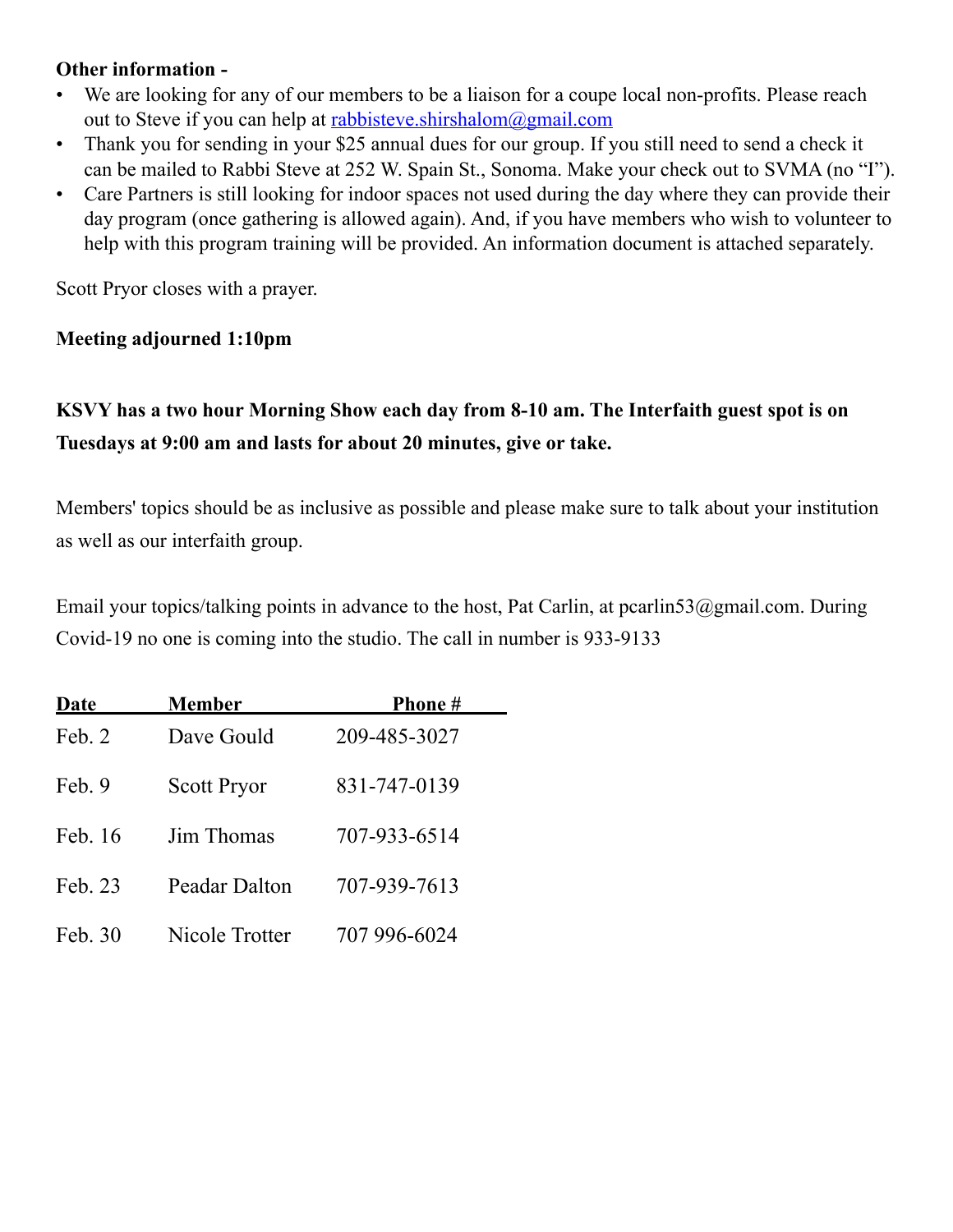**Other information -**

- We are looking for any of our members to be a liaison for a coupe local non-profits. Please reach out to Steve if you can help at rabbisteve.shirshalom@gmail.com
- Thank you for sending in your $25 annual dues for our group. If you still need to send a check it can be mailed to Rabbi Steve at 252 W. Spain St., Sonoma. Make your check out to SVMA (no "I").
- Care Partners is still looking for indoor spaces not used during the day where they can provide their day program (once gathering is allowed again). And, if you have members who wish to volunteer to help with this program training will be provided. An information document is attached separately.

Scott Pryor closes with a prayer.

**Meeting adjourned 1:10pm**

**KSVY has a two hour Morning Show each day from 8-10 am. The Interfaith guest spot is on Tuesdays at 9:00 am and lasts for about 20 minutes, give or take.**

Members' topics should be as inclusive as possible and please make sure to talk about your institution as well as our interfaith group.

Email your topics/talking points in advance to the host, Pat Carlin, at pcarlin53@gmail.com. During Covid-19 no one is coming into the studio. The call in number is 933-9133

| Date | Member | Phone # |
|---|---|---|
| Feb. 2 | Dave Gould | 209-485-3027 |
| Feb. 9 | Scott Pryor | 831-747-0139 |
| Feb. 16 | Jim Thomas | 707-933-6514 |
| Feb. 23 | Peadar Dalton | 707-939-7613 |
| Feb. 30 | Nicole Trotter | 707 996-6024 |